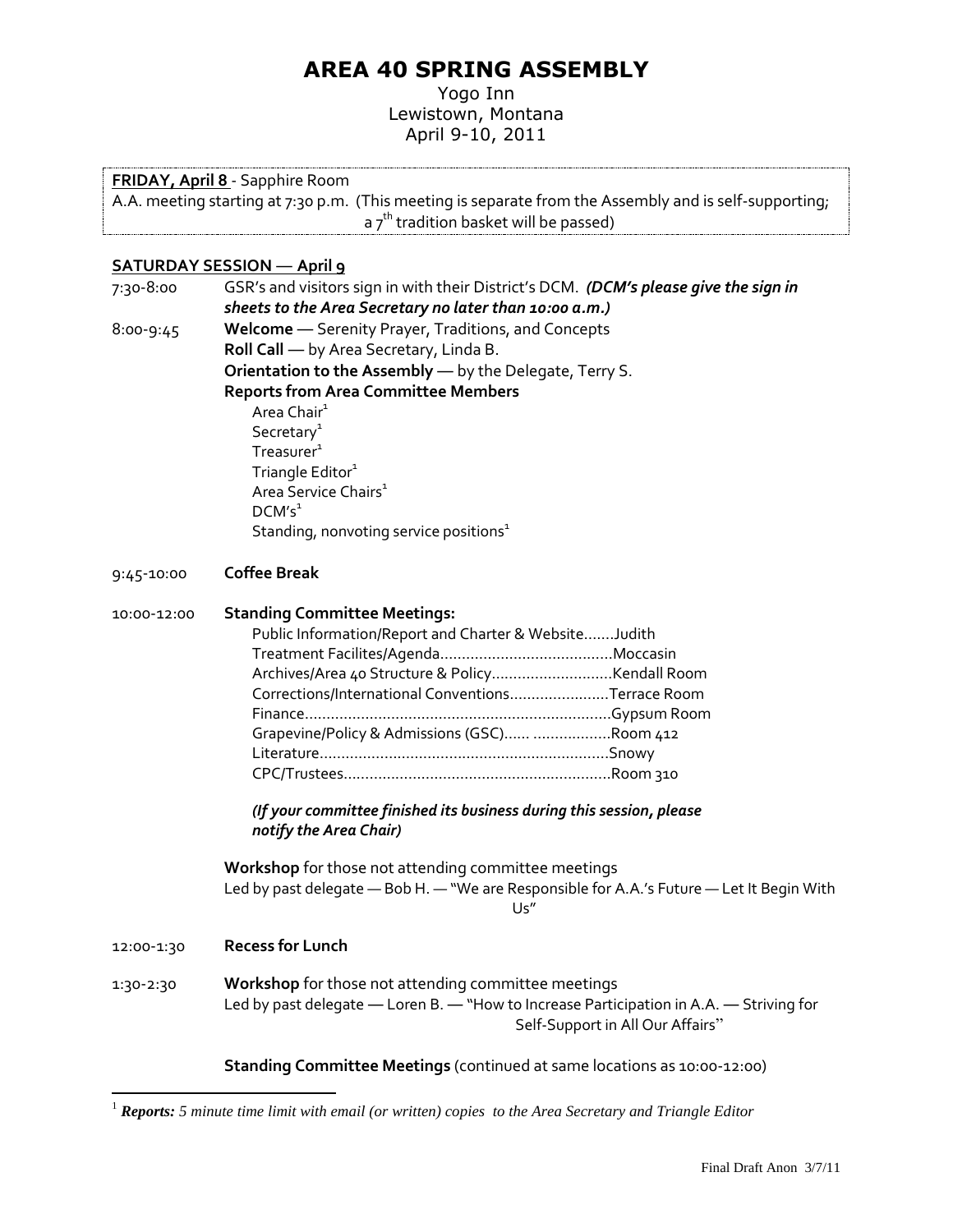# AREA 40 SPRING ASSEMBLY

Yogo Inn
Lewistown, Montana
April 9-10, 2011

**FRIDAY, April 8** - Sapphire Room
A.A. meeting starting at 7:30 p.m. (This meeting is separate from the Assembly and is self-supporting; a 7th tradition basket will be passed)

## SATURDAY SESSION — April 9

7:30-8:00 GSR's and visitors sign in with their District's DCM. ***(DCM's please give the sign in sheets to the Area Secretary no later than 10:00 a.m.)***

8:00-9:45 **Welcome** — Serenity Prayer, Traditions, and Concepts
**Roll Call** — by Area Secretary, Linda B.
**Orientation to the Assembly** — by the Delegate, Terry S.
**Reports from Area Committee Members**
- Area Chair[1]
- Secretary[1]
- Treasurer[1]
- Triangle Editor[1]
- Area Service Chairs[1]
- DCM's[1]
- Standing, nonvoting service positions[1]

9:45-10:00 **Coffee Break**

10:00-12:00 **Standing Committee Meetings:**

| Committee | Location |
|---|---|
| Public Information/Report and Charter & Website | Judith |
| Treatment Facilites/Agenda | Moccasin |
| Archives/Area 40 Structure & Policy | Kendall Room |
| Corrections/International Conventions | Terrace Room |
| Finance | Gypsum Room |
| Grapevine/Policy & Admissions (GSC) | Room 412 |
| Literature | Snowy |
| CPC/Trustees | Room 310 |

***(If your committee finished its business during this session, please notify the Area Chair)***

**Workshop** for those not attending committee meetings
Led by past delegate — Bob H. — "We are Responsible for A.A.'s Future — Let It Begin With Us"

12:00-1:30 **Recess for Lunch**

1:30-2:30 **Workshop** for those not attending committee meetings
Led by past delegate — Loren B. — "How to Increase Participation in A.A. — Striving for Self-Support in All Our Affairs"

**Standing Committee Meetings** (continued at same locations as 10:00-12:00)

[1] ***Reports:*** *5 minute time limit with email (or written) copies to the Area Secretary and Triangle Editor*

Final Draft Anon 3/7/11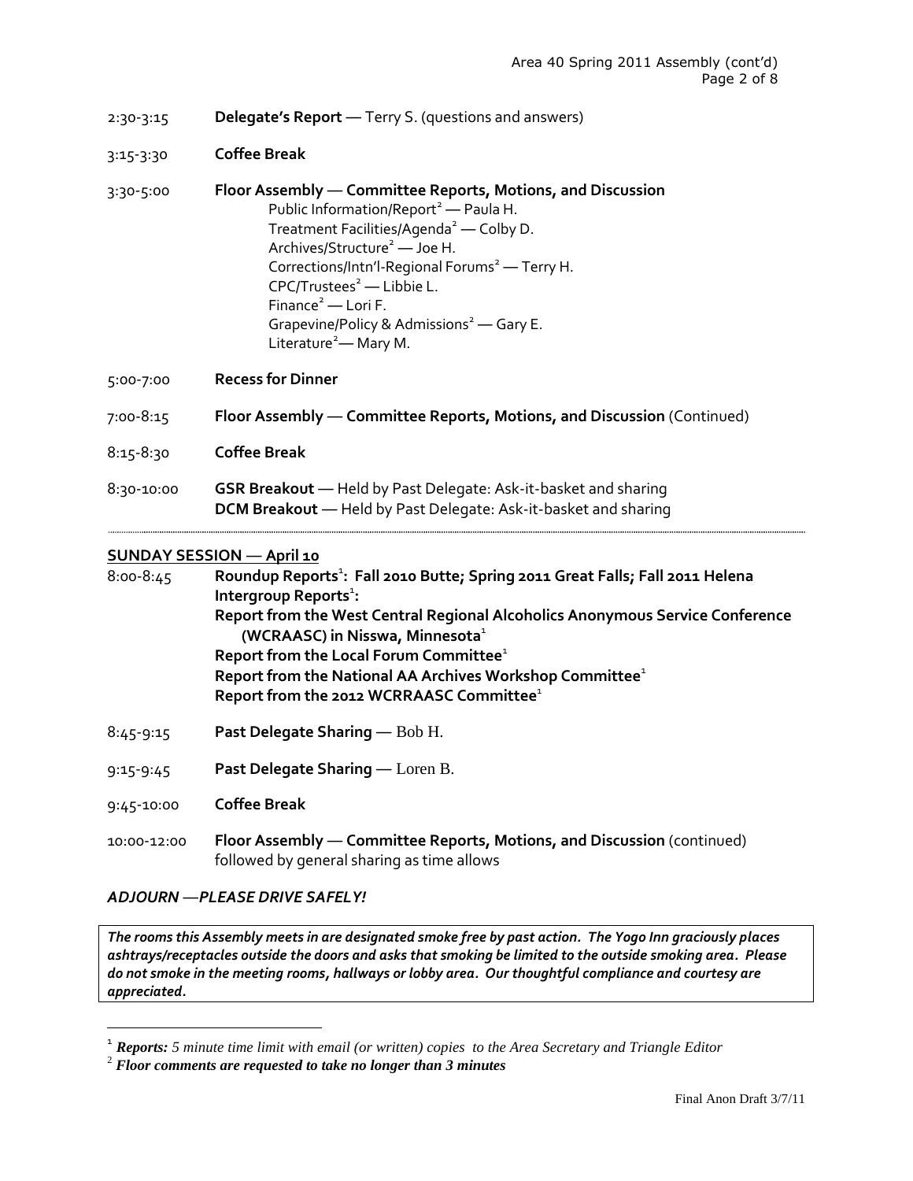2:30-3:15 **Delegate's Report** — Terry S. (questions and answers)

3:15-3:30 **Coffee Break**

3:30-5:00 **Floor Assembly — Committee Reports, Motions, and Discussion**

- Public Information/Report[2] — Paula H.
- Treatment Facilities/Agenda[2] — Colby D.
- Archives/Structure[2] — Joe H.
- Corrections/Intn'l-Regional Forums[2] — Terry H.
- CPC/Trustees[2] — Libbie L.
- Finance[2] — Lori F.
- Grapevine/Policy & Admissions[2] — Gary E.
- Literature[2] — Mary M.

5:00-7:00 **Recess for Dinner**

7:00-8:15 **Floor Assembly — Committee Reports, Motions, and Discussion** (Continued)

8:15-8:30 **Coffee Break**

8:30-10:00 **GSR Breakout** — Held by Past Delegate: Ask-it-basket and sharing
**DCM Breakout** — Held by Past Delegate: Ask-it-basket and sharing

---

## SUNDAY SESSION — April 10

8:00-8:45 **Roundup Reports[1]: Fall 2010 Butte; Spring 2011 Great Falls; Fall 2011 Helena**
**Intergroup Reports[1]:**
**Report from the West Central Regional Alcoholics Anonymous Service Conference (WCRAASC) in Nisswa, Minnesota[1]**
**Report from the Local Forum Committee[1]**
**Report from the National AA Archives Workshop Committee[1]**
**Report from the 2012 WCRRAASC Committee[1]**

8:45-9:15 **Past Delegate Sharing** — Bob H.

9:15-9:45 **Past Delegate Sharing** — Loren B.

9:45-10:00 **Coffee Break**

10:00-12:00 **Floor Assembly — Committee Reports, Motions, and Discussion** (continued)
followed by general sharing as time allows

***ADJOURN —PLEASE DRIVE SAFELY!***

***The rooms this Assembly meets in are designated smoke free by past action. The Yogo Inn graciously places ashtrays/receptacles outside the doors and asks that smoking be limited to the outside smoking area. Please do not smoke in the meeting rooms, hallways or lobby area. Our thoughtful compliance and courtesy are appreciated.***

---

[1] ***Reports:*** *5 minute time limit with email (or written) copies to the Area Secretary and Triangle Editor*

[2] ***Floor comments are requested to take no longer than 3 minutes***

Final Anon Draft 3/7/11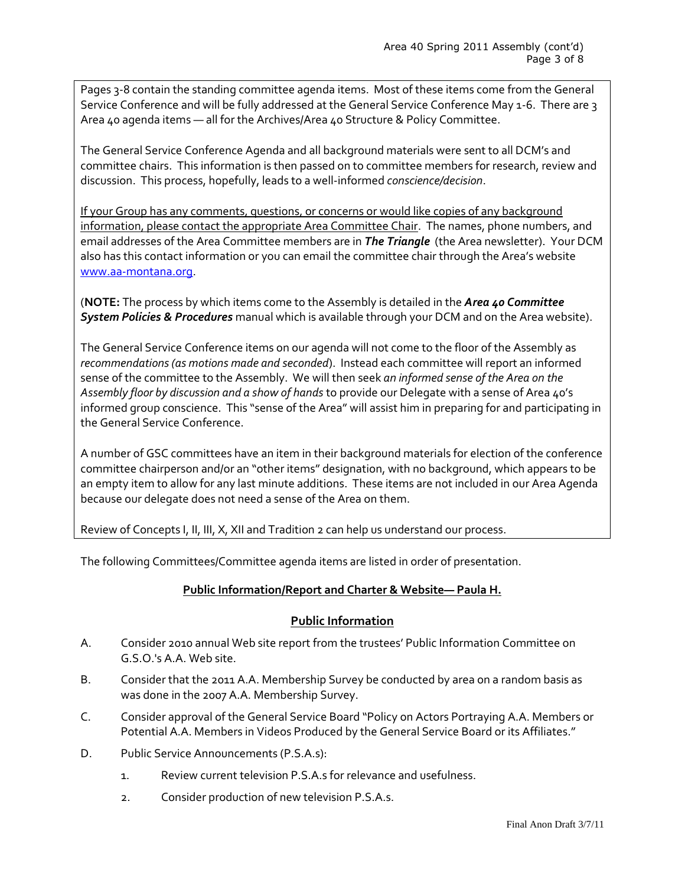Pages 3-8 contain the standing committee agenda items. Most of these items come from the General Service Conference and will be fully addressed at the General Service Conference May 1-6. There are 3 Area 40 agenda items — all for the Archives/Area 40 Structure & Policy Committee.

The General Service Conference Agenda and all background materials were sent to all DCM's and committee chairs. This information is then passed on to committee members for research, review and discussion. This process, hopefully, leads to a well-informed *conscience/decision*.

If your Group has any comments, questions, or concerns or would like copies of any background information, please contact the appropriate Area Committee Chair. The names, phone numbers, and email addresses of the Area Committee members are in ***The Triangle*** (the Area newsletter). Your DCM also has this contact information or you can email the committee chair through the Area's website www.aa-montana.org.

(**NOTE:** The process by which items come to the Assembly is detailed in the ***Area 40 Committee System Policies & Procedures*** manual which is available through your DCM and on the Area website).

The General Service Conference items on our agenda will not come to the floor of the Assembly as *recommendations (as motions made and seconded*). Instead each committee will report an informed sense of the committee to the Assembly. We will then seek *an informed sense of the Area on the Assembly floor by discussion and a show of hands* to provide our Delegate with a sense of Area 40's informed group conscience. This "sense of the Area" will assist him in preparing for and participating in the General Service Conference.

A number of GSC committees have an item in their background materials for election of the conference committee chairperson and/or an "other items" designation, with no background, which appears to be an empty item to allow for any last minute additions. These items are not included in our Area Agenda because our delegate does not need a sense of the Area on them.

Review of Concepts I, II, III, X, XII and Tradition 2 can help us understand our process.

The following Committees/Committee agenda items are listed in order of presentation.

## Public Information/Report and Charter & Website— Paula H.

### Public Information

A. Consider 2010 annual Web site report from the trustees' Public Information Committee on G.S.O.'s A.A. Web site.

B. Consider that the 2011 A.A. Membership Survey be conducted by area on a random basis as was done in the 2007 A.A. Membership Survey.

C. Consider approval of the General Service Board "Policy on Actors Portraying A.A. Members or Potential A.A. Members in Videos Produced by the General Service Board or its Affiliates."

D. Public Service Announcements (P.S.A.s):

   1. Review current television P.S.A.s for relevance and usefulness.

   2. Consider production of new television P.S.A.s.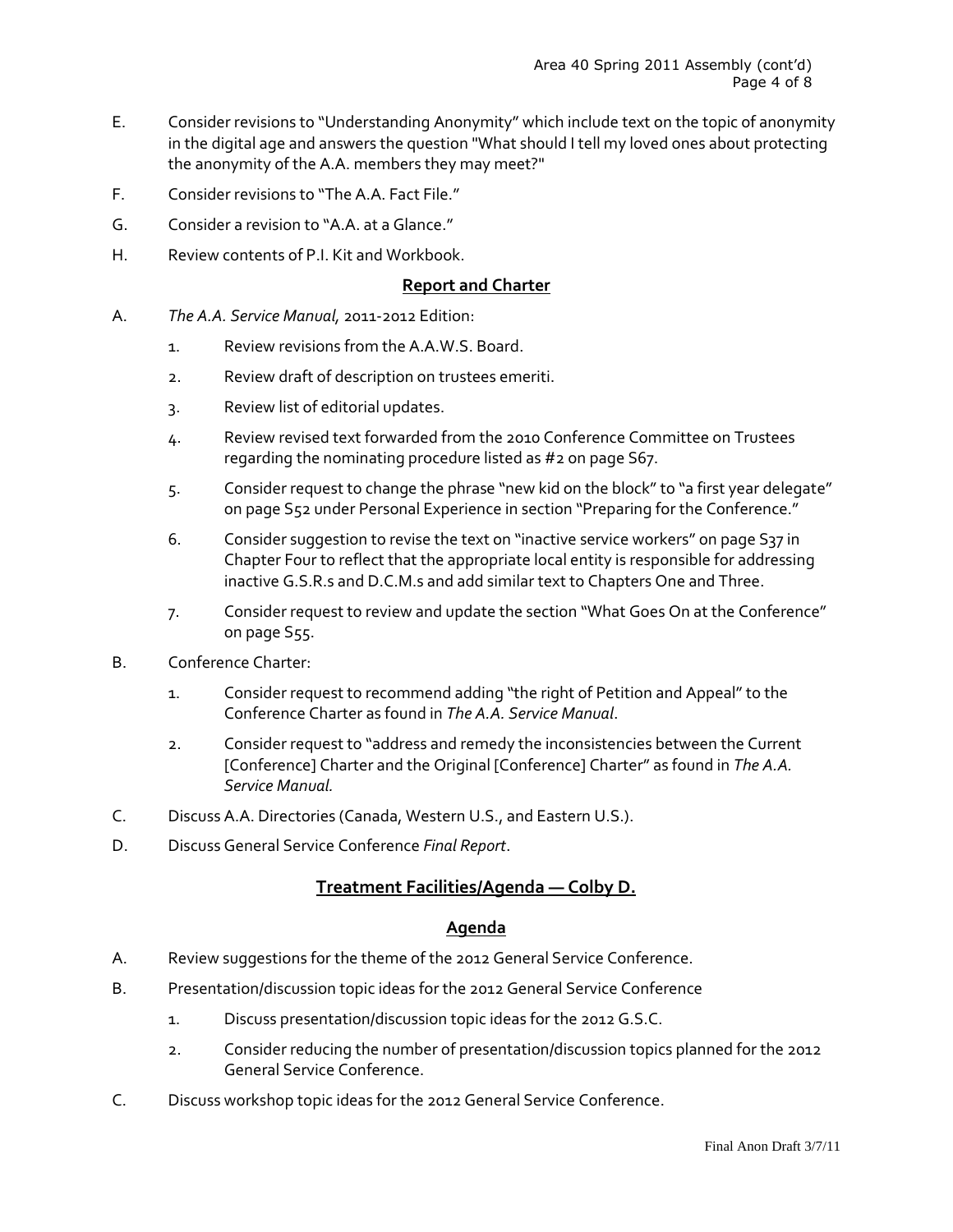E. Consider revisions to "Understanding Anonymity" which include text on the topic of anonymity in the digital age and answers the question "What should I tell my loved ones about protecting the anonymity of the A.A. members they may meet?"

F. Consider revisions to "The A.A. Fact File."

G. Consider a revision to "A.A. at a Glance."

H. Review contents of P.I. Kit and Workbook.

**Report and Charter**

A. *The A.A. Service Manual,* 2011-2012 Edition:

1. Review revisions from the A.A.W.S. Board.
2. Review draft of description on trustees emeriti.
3. Review list of editorial updates.
4. Review revised text forwarded from the 2010 Conference Committee on Trustees regarding the nominating procedure listed as #2 on page S67.
5. Consider request to change the phrase "new kid on the block" to "a first year delegate" on page S52 under Personal Experience in section "Preparing for the Conference."
6. Consider suggestion to revise the text on "inactive service workers" on page S37 in Chapter Four to reflect that the appropriate local entity is responsible for addressing inactive G.S.R.s and D.C.M.s and add similar text to Chapters One and Three.
7. Consider request to review and update the section "What Goes On at the Conference" on page S55.

B. Conference Charter:

1. Consider request to recommend adding "the right of Petition and Appeal" to the Conference Charter as found in *The A.A. Service Manual*.
2. Consider request to "address and remedy the inconsistencies between the Current [Conference] Charter and the Original [Conference] Charter" as found in *The A.A. Service Manual.*

C. Discuss A.A. Directories (Canada, Western U.S., and Eastern U.S.).

D. Discuss General Service Conference *Final Report*.

## Treatment Facilities/Agenda — Colby D.

**Agenda**

A. Review suggestions for the theme of the 2012 General Service Conference.

B. Presentation/discussion topic ideas for the 2012 General Service Conference

1. Discuss presentation/discussion topic ideas for the 2012 G.S.C.
2. Consider reducing the number of presentation/discussion topics planned for the 2012 General Service Conference.

C. Discuss workshop topic ideas for the 2012 General Service Conference.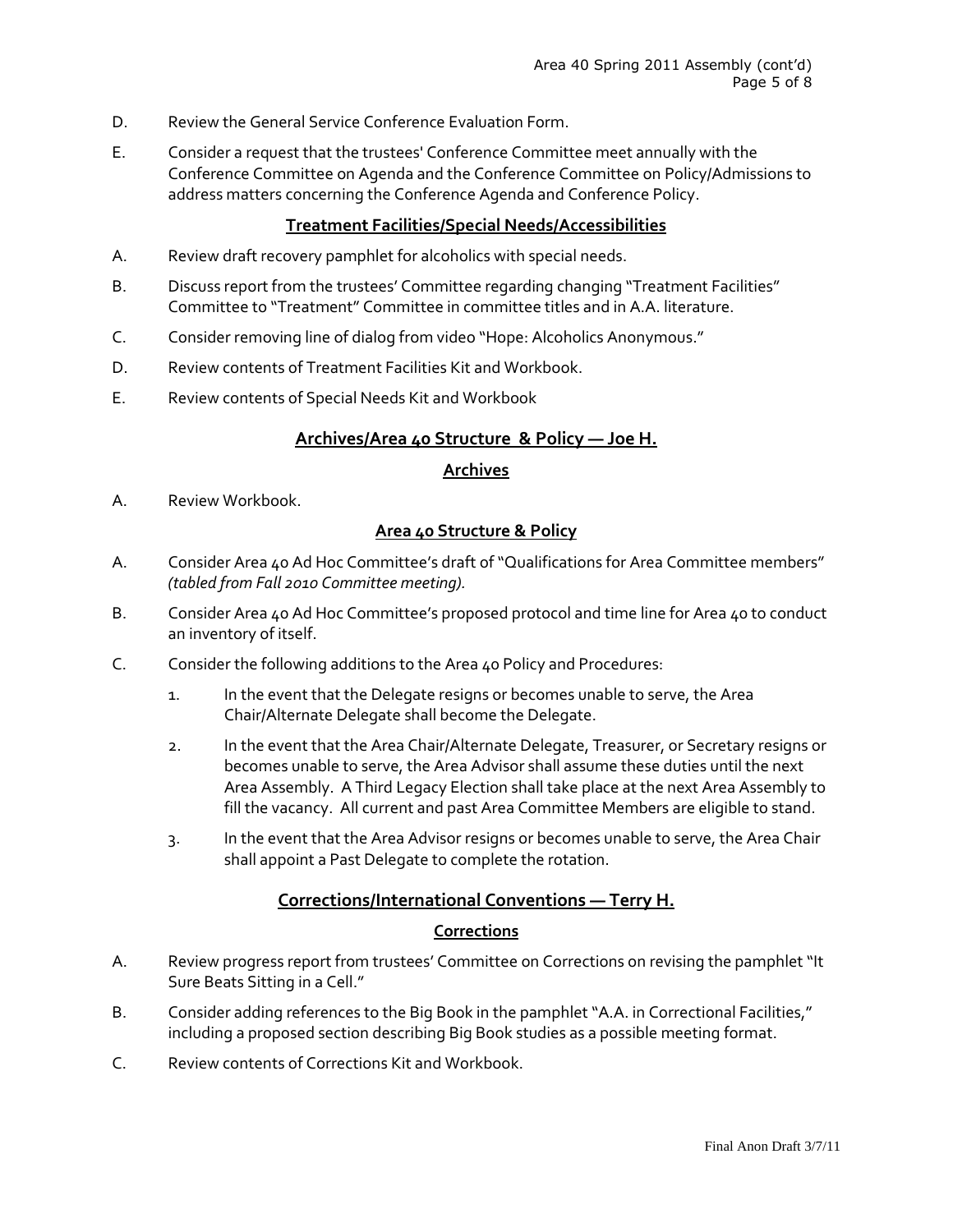D. Review the General Service Conference Evaluation Form.

E. Consider a request that the trustees' Conference Committee meet annually with the Conference Committee on Agenda and the Conference Committee on Policy/Admissions to address matters concerning the Conference Agenda and Conference Policy.

### Treatment Facilities/Special Needs/Accessibilities

A. Review draft recovery pamphlet for alcoholics with special needs.

B. Discuss report from the trustees' Committee regarding changing "Treatment Facilities" Committee to "Treatment" Committee in committee titles and in A.A. literature.

C. Consider removing line of dialog from video "Hope: Alcoholics Anonymous."

D. Review contents of Treatment Facilities Kit and Workbook.

E. Review contents of Special Needs Kit and Workbook

## Archives/Area 40 Structure & Policy — Joe H.

### Archives

A. Review Workbook.

### Area 40 Structure & Policy

A. Consider Area 40 Ad Hoc Committee's draft of "Qualifications for Area Committee members" *(tabled from Fall 2010 Committee meeting).*

B. Consider Area 40 Ad Hoc Committee's proposed protocol and time line for Area 40 to conduct an inventory of itself.

C. Consider the following additions to the Area 40 Policy and Procedures:

   1. In the event that the Delegate resigns or becomes unable to serve, the Area Chair/Alternate Delegate shall become the Delegate.

   2. In the event that the Area Chair/Alternate Delegate, Treasurer, or Secretary resigns or becomes unable to serve, the Area Advisor shall assume these duties until the next Area Assembly. A Third Legacy Election shall take place at the next Area Assembly to fill the vacancy. All current and past Area Committee Members are eligible to stand.

   3. In the event that the Area Advisor resigns or becomes unable to serve, the Area Chair shall appoint a Past Delegate to complete the rotation.

## Corrections/International Conventions — Terry H.

### Corrections

A. Review progress report from trustees' Committee on Corrections on revising the pamphlet "It Sure Beats Sitting in a Cell."

B. Consider adding references to the Big Book in the pamphlet "A.A. in Correctional Facilities," including a proposed section describing Big Book studies as a possible meeting format.

C. Review contents of Corrections Kit and Workbook.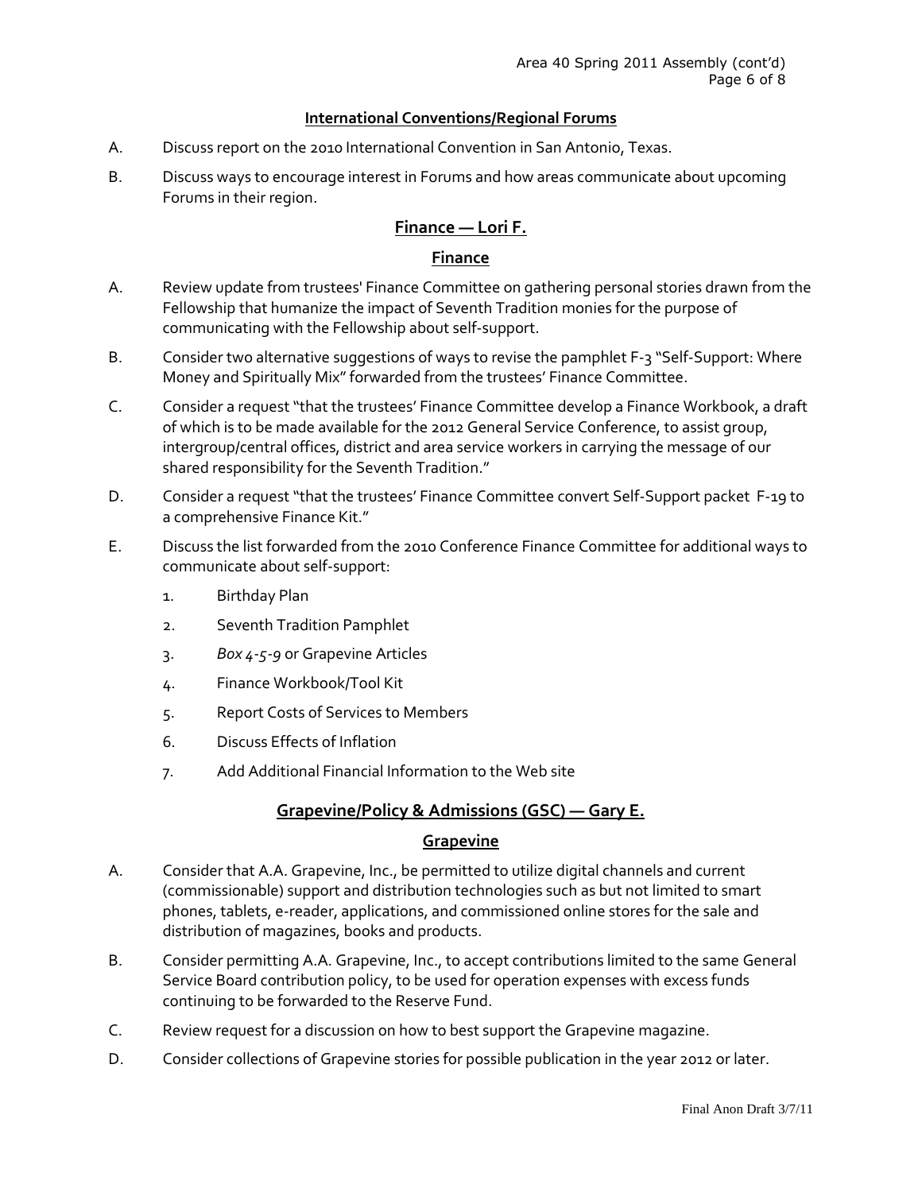### International Conventions/Regional Forums

A. Discuss report on the 2010 International Convention in San Antonio, Texas.

B. Discuss ways to encourage interest in Forums and how areas communicate about upcoming Forums in their region.

## Finance — Lori F.

### Finance

A. Review update from trustees' Finance Committee on gathering personal stories drawn from the Fellowship that humanize the impact of Seventh Tradition monies for the purpose of communicating with the Fellowship about self-support.

B. Consider two alternative suggestions of ways to revise the pamphlet F-3 "Self-Support: Where Money and Spiritually Mix" forwarded from the trustees' Finance Committee.

C. Consider a request "that the trustees' Finance Committee develop a Finance Workbook, a draft of which is to be made available for the 2012 General Service Conference, to assist group, intergroup/central offices, district and area service workers in carrying the message of our shared responsibility for the Seventh Tradition."

D. Consider a request "that the trustees' Finance Committee convert Self-Support packet F-19 to a comprehensive Finance Kit."

E. Discuss the list forwarded from the 2010 Conference Finance Committee for additional ways to communicate about self-support:

1. Birthday Plan
2. Seventh Tradition Pamphlet
3. *Box 4-5-9* or Grapevine Articles
4. Finance Workbook/Tool Kit
5. Report Costs of Services to Members
6. Discuss Effects of Inflation
7. Add Additional Financial Information to the Web site

## Grapevine/Policy & Admissions (GSC) — Gary E.

### Grapevine

A. Consider that A.A. Grapevine, Inc., be permitted to utilize digital channels and current (commissionable) support and distribution technologies such as but not limited to smart phones, tablets, e-reader, applications, and commissioned online stores for the sale and distribution of magazines, books and products.

B. Consider permitting A.A. Grapevine, Inc., to accept contributions limited to the same General Service Board contribution policy, to be used for operation expenses with excess funds continuing to be forwarded to the Reserve Fund.

C. Review request for a discussion on how to best support the Grapevine magazine.

D. Consider collections of Grapevine stories for possible publication in the year 2012 or later.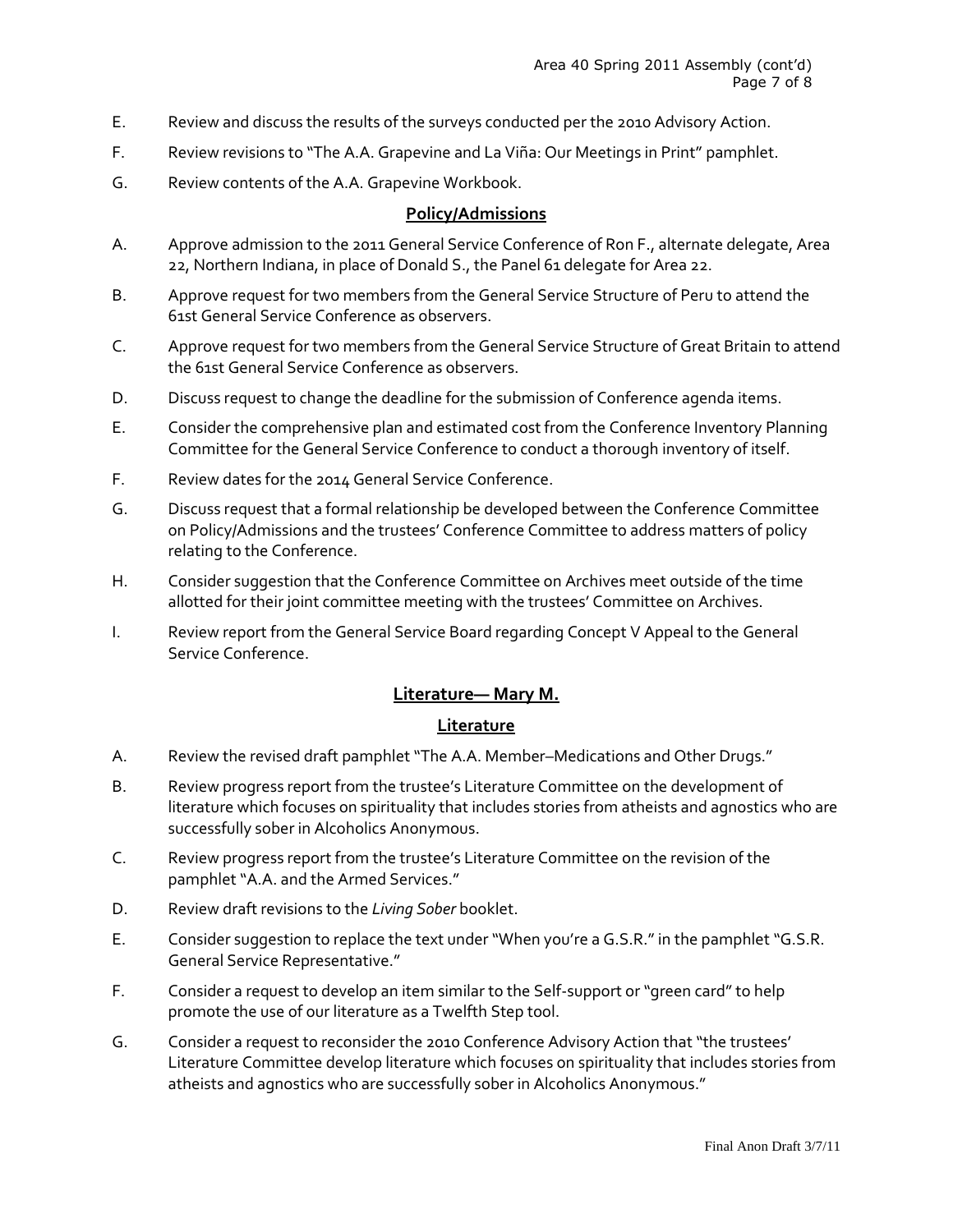E. Review and discuss the results of the surveys conducted per the 2010 Advisory Action.

F. Review revisions to "The A.A. Grapevine and La Viña: Our Meetings in Print" pamphlet.

G. Review contents of the A.A. Grapevine Workbook.

### Policy/Admissions

A. Approve admission to the 2011 General Service Conference of Ron F., alternate delegate, Area 22, Northern Indiana, in place of Donald S., the Panel 61 delegate for Area 22.

B. Approve request for two members from the General Service Structure of Peru to attend the 61st General Service Conference as observers.

C. Approve request for two members from the General Service Structure of Great Britain to attend the 61st General Service Conference as observers.

D. Discuss request to change the deadline for the submission of Conference agenda items.

E. Consider the comprehensive plan and estimated cost from the Conference Inventory Planning Committee for the General Service Conference to conduct a thorough inventory of itself.

F. Review dates for the 2014 General Service Conference.

G. Discuss request that a formal relationship be developed between the Conference Committee on Policy/Admissions and the trustees' Conference Committee to address matters of policy relating to the Conference.

H. Consider suggestion that the Conference Committee on Archives meet outside of the time allotted for their joint committee meeting with the trustees' Committee on Archives.

I. Review report from the General Service Board regarding Concept V Appeal to the General Service Conference.

## Literature— Mary M.

### Literature

A. Review the revised draft pamphlet "The A.A. Member–Medications and Other Drugs."

B. Review progress report from the trustee's Literature Committee on the development of literature which focuses on spirituality that includes stories from atheists and agnostics who are successfully sober in Alcoholics Anonymous.

C. Review progress report from the trustee's Literature Committee on the revision of the pamphlet "A.A. and the Armed Services."

D. Review draft revisions to the *Living Sober* booklet.

E. Consider suggestion to replace the text under "When you're a G.S.R." in the pamphlet "G.S.R. General Service Representative."

F. Consider a request to develop an item similar to the Self-support or "green card" to help promote the use of our literature as a Twelfth Step tool.

G. Consider a request to reconsider the 2010 Conference Advisory Action that "the trustees' Literature Committee develop literature which focuses on spirituality that includes stories from atheists and agnostics who are successfully sober in Alcoholics Anonymous."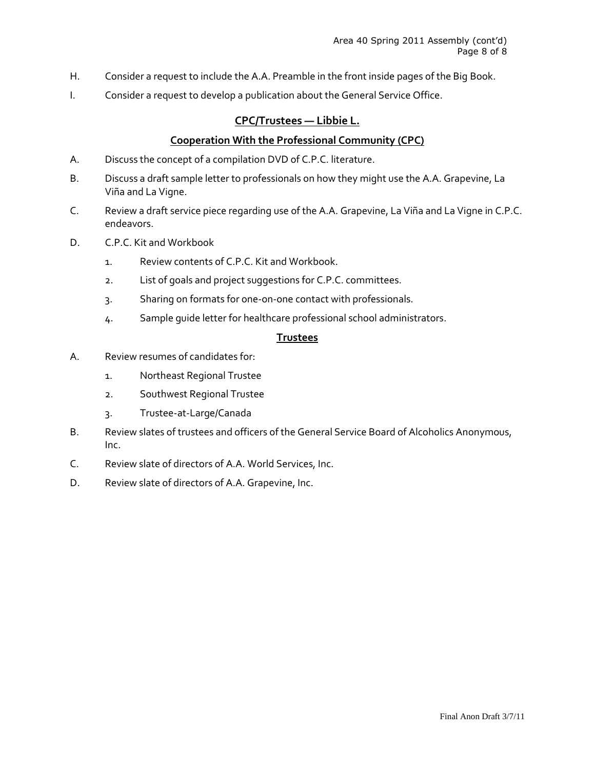H. Consider a request to include the A.A. Preamble in the front inside pages of the Big Book.

I. Consider a request to develop a publication about the General Service Office.

## CPC/Trustees — Libbie L.

### Cooperation With the Professional Community (CPC)

A. Discuss the concept of a compilation DVD of C.P.C. literature.

B. Discuss a draft sample letter to professionals on how they might use the A.A. Grapevine, La Viña and La Vigne.

C. Review a draft service piece regarding use of the A.A. Grapevine, La Viña and La Vigne in C.P.C. endeavors.

D. C.P.C. Kit and Workbook

  1. Review contents of C.P.C. Kit and Workbook.
  2. List of goals and project suggestions for C.P.C. committees.
  3. Sharing on formats for one-on-one contact with professionals.
  4. Sample guide letter for healthcare professional school administrators.

### Trustees

A. Review resumes of candidates for:

  1. Northeast Regional Trustee
  2. Southwest Regional Trustee
  3. Trustee-at-Large/Canada

B. Review slates of trustees and officers of the General Service Board of Alcoholics Anonymous, Inc.

C. Review slate of directors of A.A. World Services, Inc.

D. Review slate of directors of A.A. Grapevine, Inc.

Final Anon Draft 3/7/11